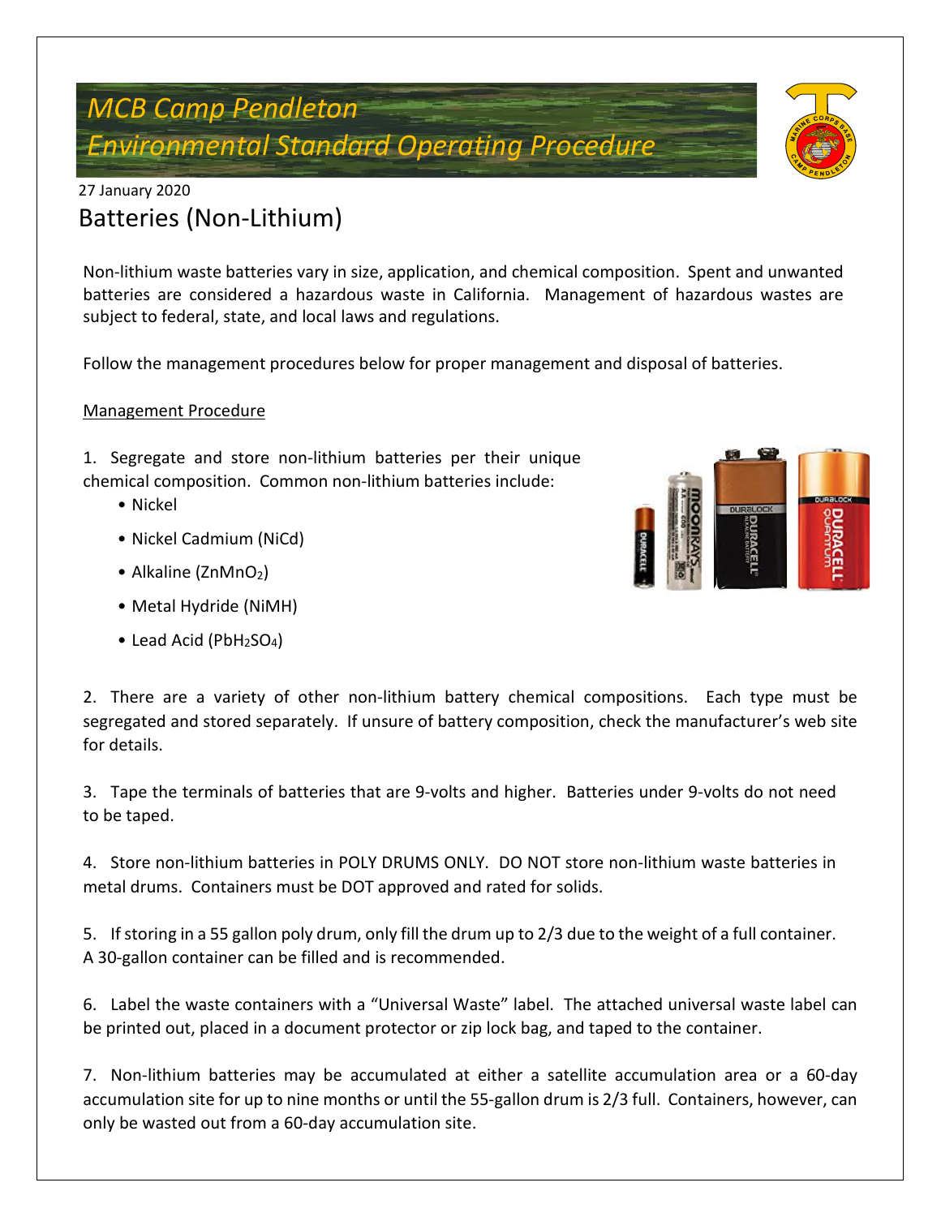# *MCB Camp Pendleton*
# *Environmental Standard Operating Procedure*

27 January 2020

## Batteries (Non-Lithium)

Non-lithium waste batteries vary in size, application, and chemical composition. Spent and unwanted batteries are considered a hazardous waste in California. Management of hazardous wastes are subject to federal, state, and local laws and regulations.

Follow the management procedures below for proper management and disposal of batteries.

<u>Management Procedure</u>

1. Segregate and store non-lithium batteries per their unique chemical composition. Common non-lithium batteries include:
   - Nickel
   - Nickel Cadmium (NiCd)
   - Alkaline ($ZnMnO_2$)
   - Metal Hydride (NiMH)
   - Lead Acid ($PbH_2SO_4$)

2. There are a variety of other non-lithium battery chemical compositions. Each type must be segregated and stored separately. If unsure of battery composition, check the manufacturer's web site for details.

3. Tape the terminals of batteries that are 9-volts and higher. Batteries under 9-volts do not need to be taped.

4. Store non-lithium batteries in POLY DRUMS ONLY. DO NOT store non-lithium waste batteries in metal drums. Containers must be DOT approved and rated for solids.

5. If storing in a 55 gallon poly drum, only fill the drum up to 2/3 due to the weight of a full container. A 30-gallon container can be filled and is recommended.

6. Label the waste containers with a "Universal Waste" label. The attached universal waste label can be printed out, placed in a document protector or zip lock bag, and taped to the container.

7. Non-lithium batteries may be accumulated at either a satellite accumulation area or a 60-day accumulation site for up to nine months or until the 55-gallon drum is 2/3 full. Containers, however, can only be wasted out from a 60-day accumulation site.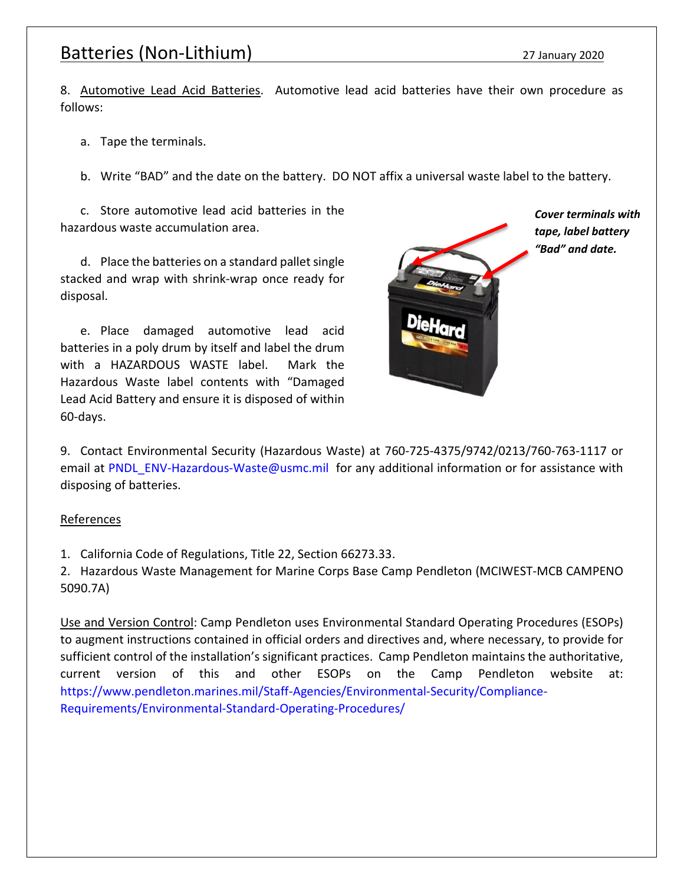8. Automotive Lead Acid Batteries. Automotive lead acid batteries have their own procedure as follows:

a. Tape the terminals.

b. Write “BAD” and the date on the battery. DO NOT affix a universal waste label to the battery.

c. Store automotive lead acid batteries in the hazardous waste accumulation area.

d. Place the batteries on a standard pallet single stacked and wrap with shrink-wrap once ready for disposal.

e. Place damaged automotive lead acid batteries in a poly drum by itself and label the drum with a HAZARDOUS WASTE label. Mark the Hazardous Waste label contents with “Damaged Lead Acid Battery and ensure it is disposed of within 60-days.

***Cover terminals with tape, label battery “Bad” and date.***

9. Contact Environmental Security (Hazardous Waste) at 760-725-4375/9742/0213/760-763-1117 or email at PNDL_ENV-Hazardous-Waste@usmc.mil for any additional information or for assistance with disposing of batteries.

References

1. California Code of Regulations, Title 22, Section 66273.33.
2. Hazardous Waste Management for Marine Corps Base Camp Pendleton (MCIWEST-MCB CAMPENO 5090.7A)

Use and Version Control: Camp Pendleton uses Environmental Standard Operating Procedures (ESOPs) to augment instructions contained in official orders and directives and, where necessary, to provide for sufficient control of the installation’s significant practices. Camp Pendleton maintains the authoritative, current version of this and other ESOPs on the Camp Pendleton website at: https://www.pendleton.marines.mil/Staff-Agencies/Environmental-Security/Compliance-Requirements/Environmental-Standard-Operating-Procedures/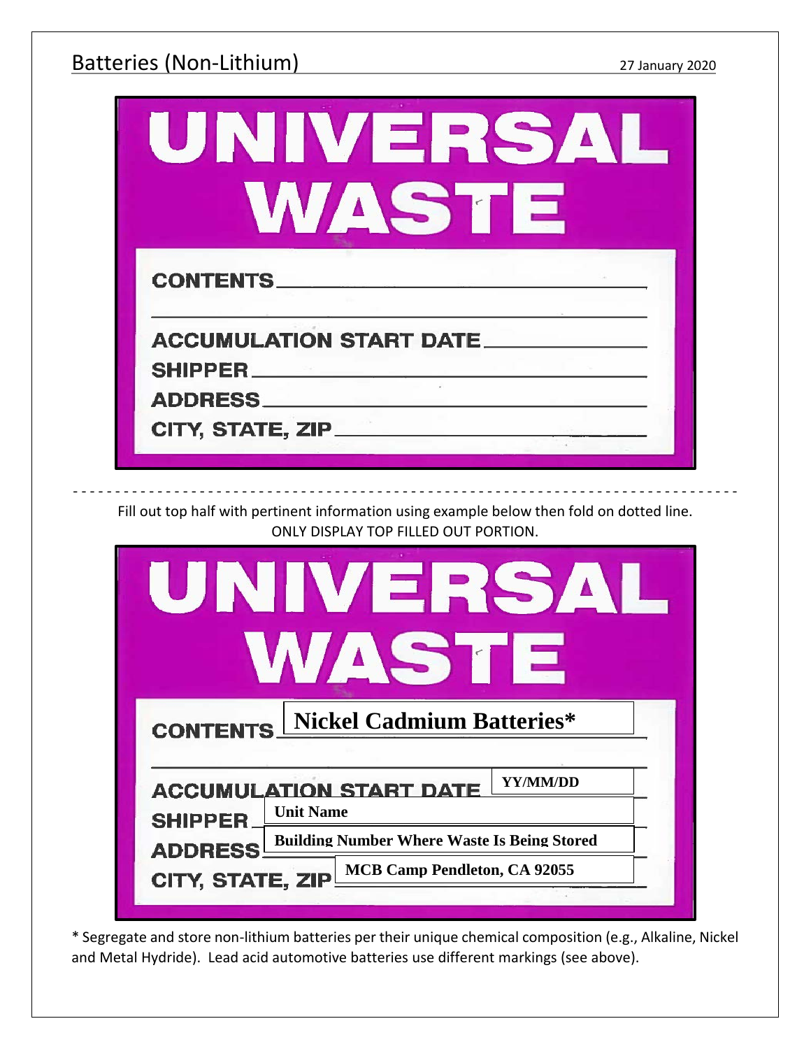## Batteries (Non-Lithium)

27 January 2020

# UNIVERSAL WASTE

CONTENTS ______________________

______________________

ACCUMULATION START DATE ______________________

SHIPPER ______________________

ADDRESS ______________________

CITY, STATE, ZIP ______________________

- - - - - - - - - - - - - - - - - - - - - - - - - - - - - - - - - - - - - - - -

Fill out top half with pertinent information using example below then fold on dotted line.
ONLY DISPLAY TOP FILLED OUT PORTION.

# UNIVERSAL WASTE

CONTENTS **Nickel Cadmium Batteries***

______________________

ACCUMULATION START DATE **YY/MM/DD**

SHIPPER **Unit Name**

ADDRESS **Building Number Where Waste Is Being Stored**

CITY, STATE, ZIP **MCB Camp Pendleton, CA 92055**

* Segregate and store non-lithium batteries per their unique chemical composition (e.g., Alkaline, Nickel and Metal Hydride). Lead acid automotive batteries use different markings (see above).